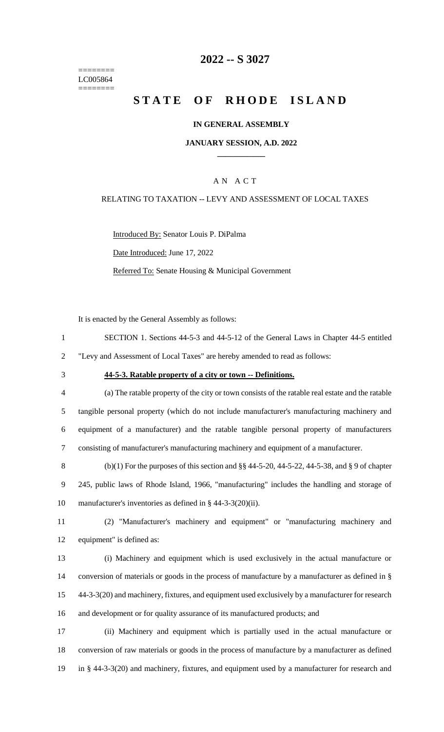========
LC005864
========

# 2022 -- S 3027

# STATE OF RHODE ISLAND

### IN GENERAL ASSEMBLY

### JANUARY SESSION, A.D. 2022

## A N A C T

RELATING TO TAXATION -- LEVY AND ASSESSMENT OF LOCAL TAXES

Introduced By: Senator Louis P. DiPalma

Date Introduced: June 17, 2022

Referred To: Senate Housing & Municipal Government

It is enacted by the General Assembly as follows:

1 SECTION 1. Sections 44-5-3 and 44-5-12 of the General Laws in Chapter 44-5 entitled
2 "Levy and Assessment of Local Taxes" are hereby amended to read as follows:

3 **44-5-3. Ratable property of a city or town -- Definitions.**

4 (a) The ratable property of the city or town consists of the ratable real estate and the ratable
5 tangible personal property (which do not include manufacturer's manufacturing machinery and
6 equipment of a manufacturer) and the ratable tangible personal property of manufacturers
7 consisting of manufacturer's manufacturing machinery and equipment of a manufacturer.

8 (b)(1) For the purposes of this section and §§ 44-5-20, 44-5-22, 44-5-38, and § 9 of chapter
9 245, public laws of Rhode Island, 1966, "manufacturing" includes the handling and storage of
10 manufacturer's inventories as defined in § 44-3-3(20)(ii).

11 (2) "Manufacturer's machinery and equipment" or "manufacturing machinery and
12 equipment" is defined as:

13 (i) Machinery and equipment which is used exclusively in the actual manufacture or
14 conversion of materials or goods in the process of manufacture by a manufacturer as defined in §
15 44-3-3(20) and machinery, fixtures, and equipment used exclusively by a manufacturer for research
16 and development or for quality assurance of its manufactured products; and

17 (ii) Machinery and equipment which is partially used in the actual manufacture or
18 conversion of raw materials or goods in the process of manufacture by a manufacturer as defined
19 in § 44-3-3(20) and machinery, fixtures, and equipment used by a manufacturer for research and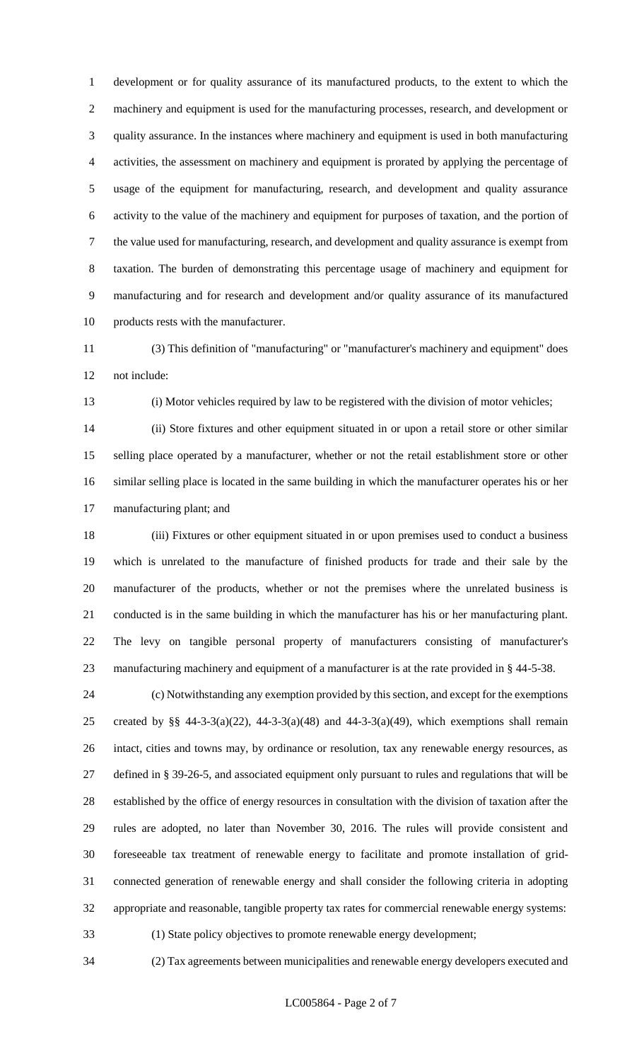development or for quality assurance of its manufactured products, to the extent to which the machinery and equipment is used for the manufacturing processes, research, and development or quality assurance. In the instances where machinery and equipment is used in both manufacturing activities, the assessment on machinery and equipment is prorated by applying the percentage of usage of the equipment for manufacturing, research, and development and quality assurance activity to the value of the machinery and equipment for purposes of taxation, and the portion of the value used for manufacturing, research, and development and quality assurance is exempt from taxation. The burden of demonstrating this percentage usage of machinery and equipment for manufacturing and for research and development and/or quality assurance of its manufactured products rests with the manufacturer.

(3) This definition of "manufacturing" or "manufacturer's machinery and equipment" does not include:

(i) Motor vehicles required by law to be registered with the division of motor vehicles;

(ii) Store fixtures and other equipment situated in or upon a retail store or other similar selling place operated by a manufacturer, whether or not the retail establishment store or other similar selling place is located in the same building in which the manufacturer operates his or her manufacturing plant; and

(iii) Fixtures or other equipment situated in or upon premises used to conduct a business which is unrelated to the manufacture of finished products for trade and their sale by the manufacturer of the products, whether or not the premises where the unrelated business is conducted is in the same building in which the manufacturer has his or her manufacturing plant. The levy on tangible personal property of manufacturers consisting of manufacturer's manufacturing machinery and equipment of a manufacturer is at the rate provided in § 44-5-38.

(c) Notwithstanding any exemption provided by this section, and except for the exemptions created by §§ 44-3-3(a)(22), 44-3-3(a)(48) and 44-3-3(a)(49), which exemptions shall remain intact, cities and towns may, by ordinance or resolution, tax any renewable energy resources, as defined in § 39-26-5, and associated equipment only pursuant to rules and regulations that will be established by the office of energy resources in consultation with the division of taxation after the rules are adopted, no later than November 30, 2016. The rules will provide consistent and foreseeable tax treatment of renewable energy to facilitate and promote installation of grid-connected generation of renewable energy and shall consider the following criteria in adopting appropriate and reasonable, tangible property tax rates for commercial renewable energy systems:

(1) State policy objectives to promote renewable energy development;

(2) Tax agreements between municipalities and renewable energy developers executed and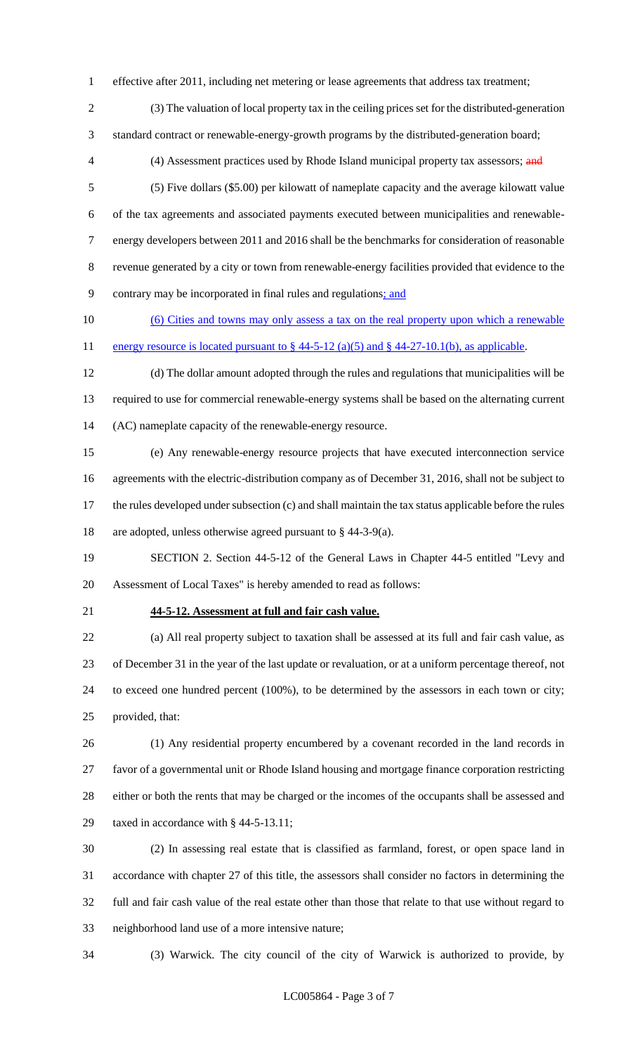effective after 2011, including net metering or lease agreements that address tax treatment;

(3) The valuation of local property tax in the ceiling prices set for the distributed-generation standard contract or renewable-energy-growth programs by the distributed-generation board;

(4) Assessment practices used by Rhode Island municipal property tax assessors; ~~and~~

(5) Five dollars ($5.00) per kilowatt of nameplate capacity and the average kilowatt value of the tax agreements and associated payments executed between municipalities and renewable-energy developers between 2011 and 2016 shall be the benchmarks for consideration of reasonable revenue generated by a city or town from renewable-energy facilities provided that evidence to the contrary may be incorporated in final rules and regulations<u>; and</u>

<u>(6) Cities and towns may only assess a tax on the real property upon which a renewable energy resource is located pursuant to § 44-5-12 (a)(5) and § 44-27-10.1(b), as applicable</u>.

(d) The dollar amount adopted through the rules and regulations that municipalities will be required to use for commercial renewable-energy systems shall be based on the alternating current (AC) nameplate capacity of the renewable-energy resource.

(e) Any renewable-energy resource projects that have executed interconnection service agreements with the electric-distribution company as of December 31, 2016, shall not be subject to the rules developed under subsection (c) and shall maintain the tax status applicable before the rules are adopted, unless otherwise agreed pursuant to § 44-3-9(a).

SECTION 2. Section 44-5-12 of the General Laws in Chapter 44-5 entitled "Levy and Assessment of Local Taxes" is hereby amended to read as follows:

**<u>44-5-12. Assessment at full and fair cash value.</u>**

(a) All real property subject to taxation shall be assessed at its full and fair cash value, as of December 31 in the year of the last update or revaluation, or at a uniform percentage thereof, not to exceed one hundred percent (100%), to be determined by the assessors in each town or city; provided, that:

(1) Any residential property encumbered by a covenant recorded in the land records in favor of a governmental unit or Rhode Island housing and mortgage finance corporation restricting either or both the rents that may be charged or the incomes of the occupants shall be assessed and taxed in accordance with § 44-5-13.11;

(2) In assessing real estate that is classified as farmland, forest, or open space land in accordance with chapter 27 of this title, the assessors shall consider no factors in determining the full and fair cash value of the real estate other than those that relate to that use without regard to neighborhood land use of a more intensive nature;

(3) Warwick. The city council of the city of Warwick is authorized to provide, by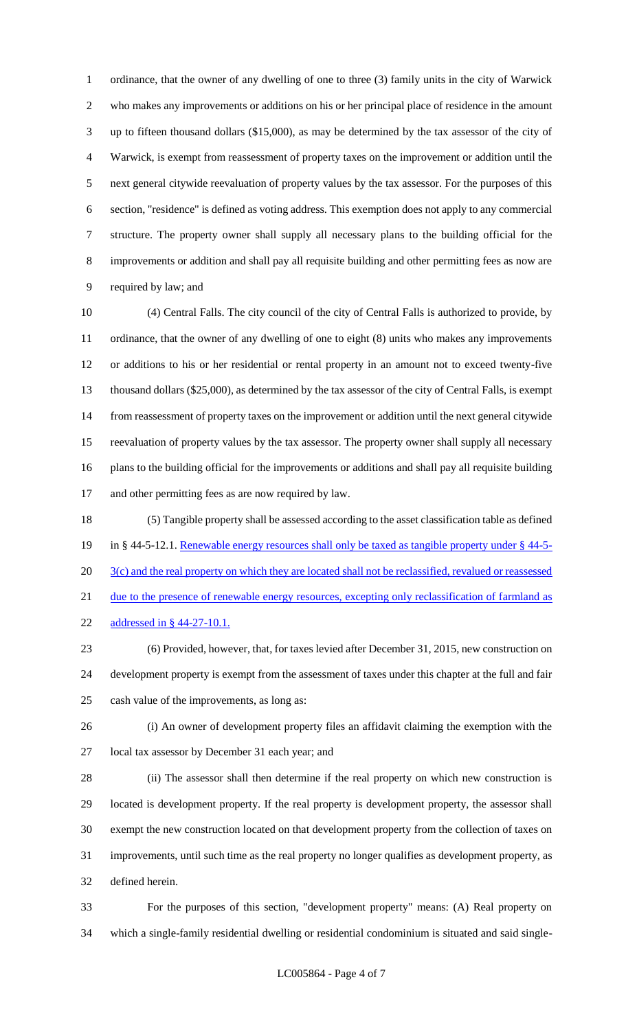ordinance, that the owner of any dwelling of one to three (3) family units in the city of Warwick who makes any improvements or additions on his or her principal place of residence in the amount up to fifteen thousand dollars ($15,000), as may be determined by the tax assessor of the city of Warwick, is exempt from reassessment of property taxes on the improvement or addition until the next general citywide reevaluation of property values by the tax assessor. For the purposes of this section, "residence" is defined as voting address. This exemption does not apply to any commercial structure. The property owner shall supply all necessary plans to the building official for the improvements or addition and shall pay all requisite building and other permitting fees as now are required by law; and

(4) Central Falls. The city council of the city of Central Falls is authorized to provide, by ordinance, that the owner of any dwelling of one to eight (8) units who makes any improvements or additions to his or her residential or rental property in an amount not to exceed twenty-five thousand dollars ($25,000), as determined by the tax assessor of the city of Central Falls, is exempt from reassessment of property taxes on the improvement or addition until the next general citywide reevaluation of property values by the tax assessor. The property owner shall supply all necessary plans to the building official for the improvements or additions and shall pay all requisite building and other permitting fees as are now required by law.

(5) Tangible property shall be assessed according to the asset classification table as defined in § 44-5-12.1. Renewable energy resources shall only be taxed as tangible property under § 44-5-3(c) and the real property on which they are located shall not be reclassified, revalued or reassessed due to the presence of renewable energy resources, excepting only reclassification of farmland as addressed in § 44-27-10.1.

(6) Provided, however, that, for taxes levied after December 31, 2015, new construction on development property is exempt from the assessment of taxes under this chapter at the full and fair cash value of the improvements, as long as:

(i) An owner of development property files an affidavit claiming the exemption with the local tax assessor by December 31 each year; and

(ii) The assessor shall then determine if the real property on which new construction is located is development property. If the real property is development property, the assessor shall exempt the new construction located on that development property from the collection of taxes on improvements, until such time as the real property no longer qualifies as development property, as defined herein.

For the purposes of this section, "development property" means: (A) Real property on which a single-family residential dwelling or residential condominium is situated and said single-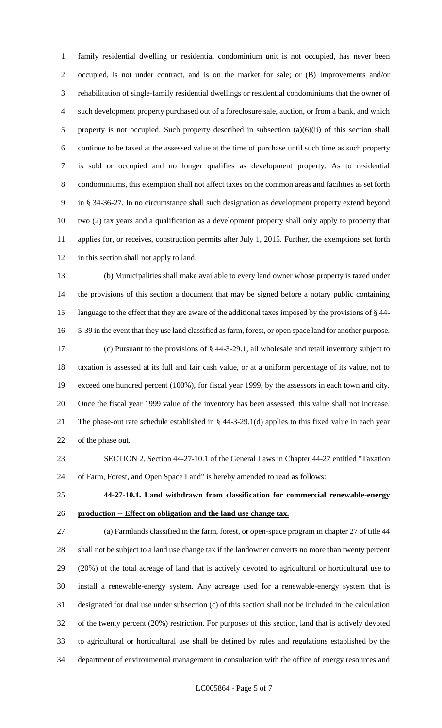family residential dwelling or residential condominium unit is not occupied, has never been occupied, is not under contract, and is on the market for sale; or (B) Improvements and/or rehabilitation of single-family residential dwellings or residential condominiums that the owner of such development property purchased out of a foreclosure sale, auction, or from a bank, and which property is not occupied. Such property described in subsection (a)(6)(ii) of this section shall continue to be taxed at the assessed value at the time of purchase until such time as such property is sold or occupied and no longer qualifies as development property. As to residential condominiums, this exemption shall not affect taxes on the common areas and facilities as set forth in § 34-36-27. In no circumstance shall such designation as development property extend beyond two (2) tax years and a qualification as a development property shall only apply to property that applies for, or receives, construction permits after July 1, 2015. Further, the exemptions set forth in this section shall not apply to land.

(b) Municipalities shall make available to every land owner whose property is taxed under the provisions of this section a document that may be signed before a notary public containing language to the effect that they are aware of the additional taxes imposed by the provisions of § 44-5-39 in the event that they use land classified as farm, forest, or open space land for another purpose.

(c) Pursuant to the provisions of § 44-3-29.1, all wholesale and retail inventory subject to taxation is assessed at its full and fair cash value, or at a uniform percentage of its value, not to exceed one hundred percent (100%), for fiscal year 1999, by the assessors in each town and city. Once the fiscal year 1999 value of the inventory has been assessed, this value shall not increase. The phase-out rate schedule established in § 44-3-29.1(d) applies to this fixed value in each year of the phase out.

SECTION 2. Section 44-27-10.1 of the General Laws in Chapter 44-27 entitled "Taxation of Farm, Forest, and Open Space Land" is hereby amended to read as follows:

**44-27-10.1. Land withdrawn from classification for commercial renewable-energy production -- Effect on obligation and the land use change tax.**

(a) Farmlands classified in the farm, forest, or open-space program in chapter 27 of title 44 shall not be subject to a land use change tax if the landowner converts no more than twenty percent (20%) of the total acreage of land that is actively devoted to agricultural or horticultural use to install a renewable-energy system. Any acreage used for a renewable-energy system that is designated for dual use under subsection (c) of this section shall not be included in the calculation of the twenty percent (20%) restriction. For purposes of this section, land that is actively devoted to agricultural or horticultural use shall be defined by rules and regulations established by the department of environmental management in consultation with the office of energy resources and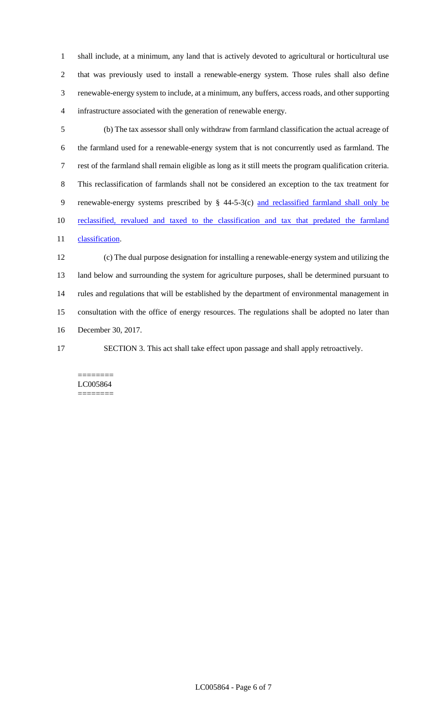shall include, at a minimum, any land that is actively devoted to agricultural or horticultural use that was previously used to install a renewable-energy system. Those rules shall also define renewable-energy system to include, at a minimum, any buffers, access roads, and other supporting infrastructure associated with the generation of renewable energy.

(b) The tax assessor shall only withdraw from farmland classification the actual acreage of the farmland used for a renewable-energy system that is not concurrently used as farmland. The rest of the farmland shall remain eligible as long as it still meets the program qualification criteria. This reclassification of farmlands shall not be considered an exception to the tax treatment for renewable-energy systems prescribed by § 44-5-3(c) and reclassified farmland shall only be reclassified, revalued and taxed to the classification and tax that predated the farmland classification.

(c) The dual purpose designation for installing a renewable-energy system and utilizing the land below and surrounding the system for agriculture purposes, shall be determined pursuant to rules and regulations that will be established by the department of environmental management in consultation with the office of energy resources. The regulations shall be adopted no later than December 30, 2017.

SECTION 3. This act shall take effect upon passage and shall apply retroactively.

========
LC005864
========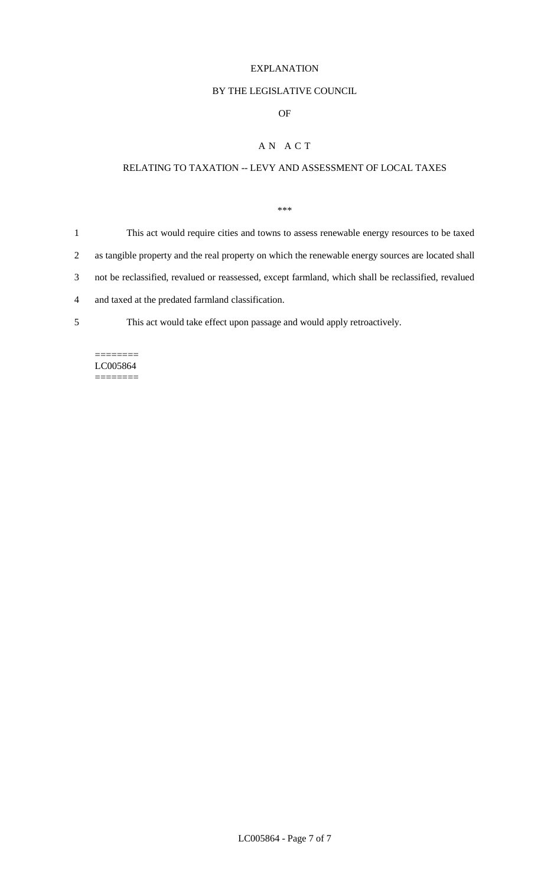EXPLANATION

BY THE LEGISLATIVE COUNCIL

OF

A N A C T

RELATING TO TAXATION -- LEVY AND ASSESSMENT OF LOCAL TAXES

\*\*\*

1 This act would require cities and towns to assess renewable energy resources to be taxed
2 as tangible property and the real property on which the renewable energy sources are located shall
3 not be reclassified, revalued or reassessed, except farmland, which shall be reclassified, revalued
4 and taxed at the predated farmland classification.

5 This act would take effect upon passage and would apply retroactively.

========
LC005864
========